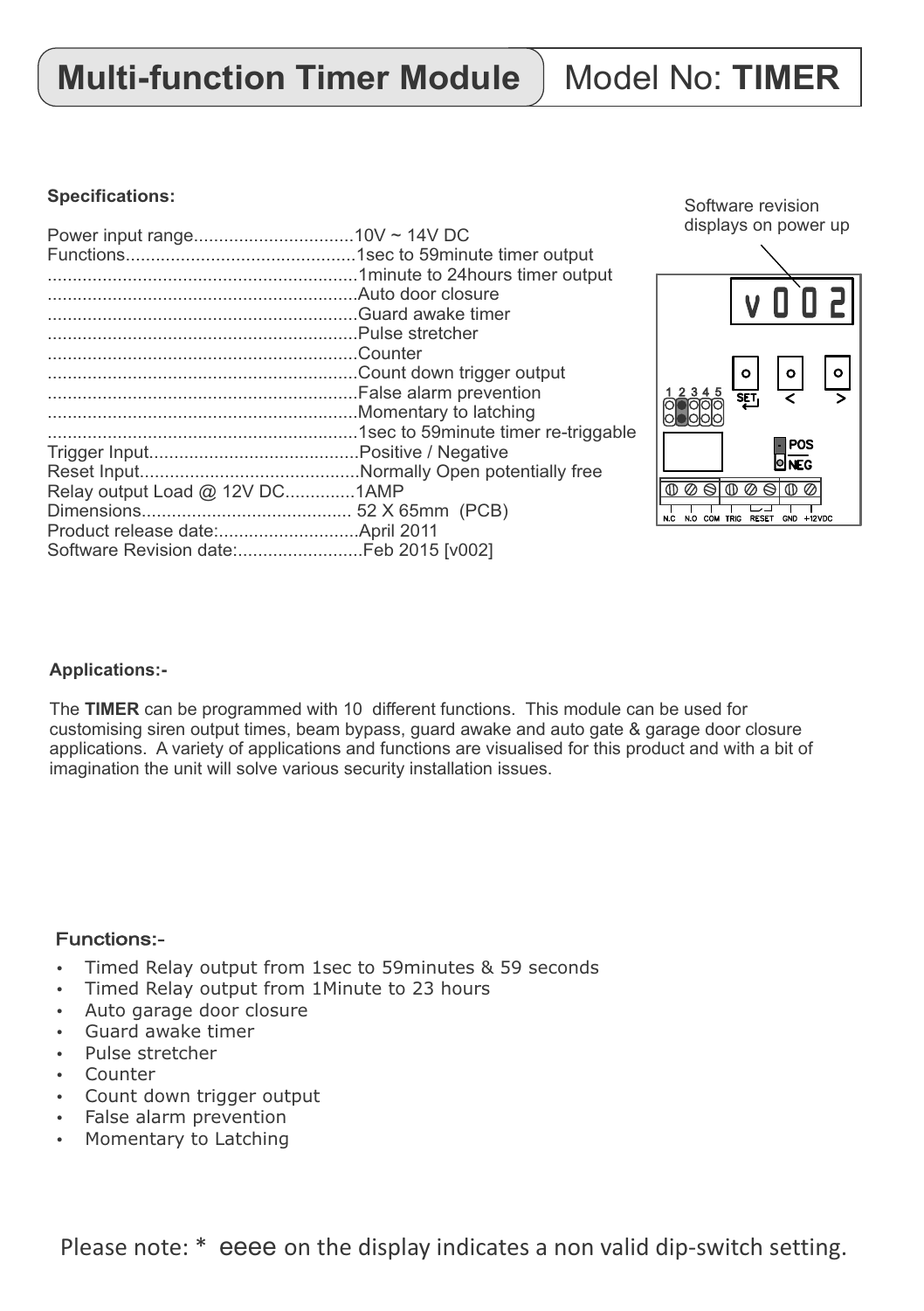# Multi-function Timer Module | Model No: **TIMER**

**Specifications:**

| | |
|---|---|
| Power input range | 10V ~ 14V DC |
| Functions | 1sec to 59minute timer output |
| | 1minute to 24hours timer output |
| | Auto door closure |
| | Guard awake timer |
| | Pulse stretcher |
| | Counter |
| | Count down trigger output |
| | False alarm prevention |
| | Momentary to latching |
| | 1sec to 59minute timer re-triggable |
| Trigger Input | Positive / Negative |
| Reset Input | Normally Open potentially free |
| Relay output Load @ 12V DC | 1AMP |
| Dimensions | 52 X 65mm (PCB) |
| Product release date: | April 2011 |
| Software Revision date: | Feb 2015 [v002] |

Software revision displays on power up

v002

SET < >

1 2 3 4 5

POS NEG

N.C N.O COM TRIG RESET GND +12VDC

**Applications:-**

The **TIMER** can be programmed with 10 different functions. This module can be used for customising siren output times, beam bypass, guard awake and auto gate & garage door closure applications. A variety of applications and functions are visualised for this product and with a bit of imagination the unit will solve various security installation issues.

**Functions:-**

- Timed Relay output from 1sec to 59minutes & 59 seconds
- Timed Relay output from 1Minute to 23 hours
- Auto garage door closure
- Guard awake timer
- Pulse stretcher
- Counter
- Count down trigger output
- False alarm prevention
- Momentary to Latching

Please note: * eeee on the display indicates a non valid dip-switch setting.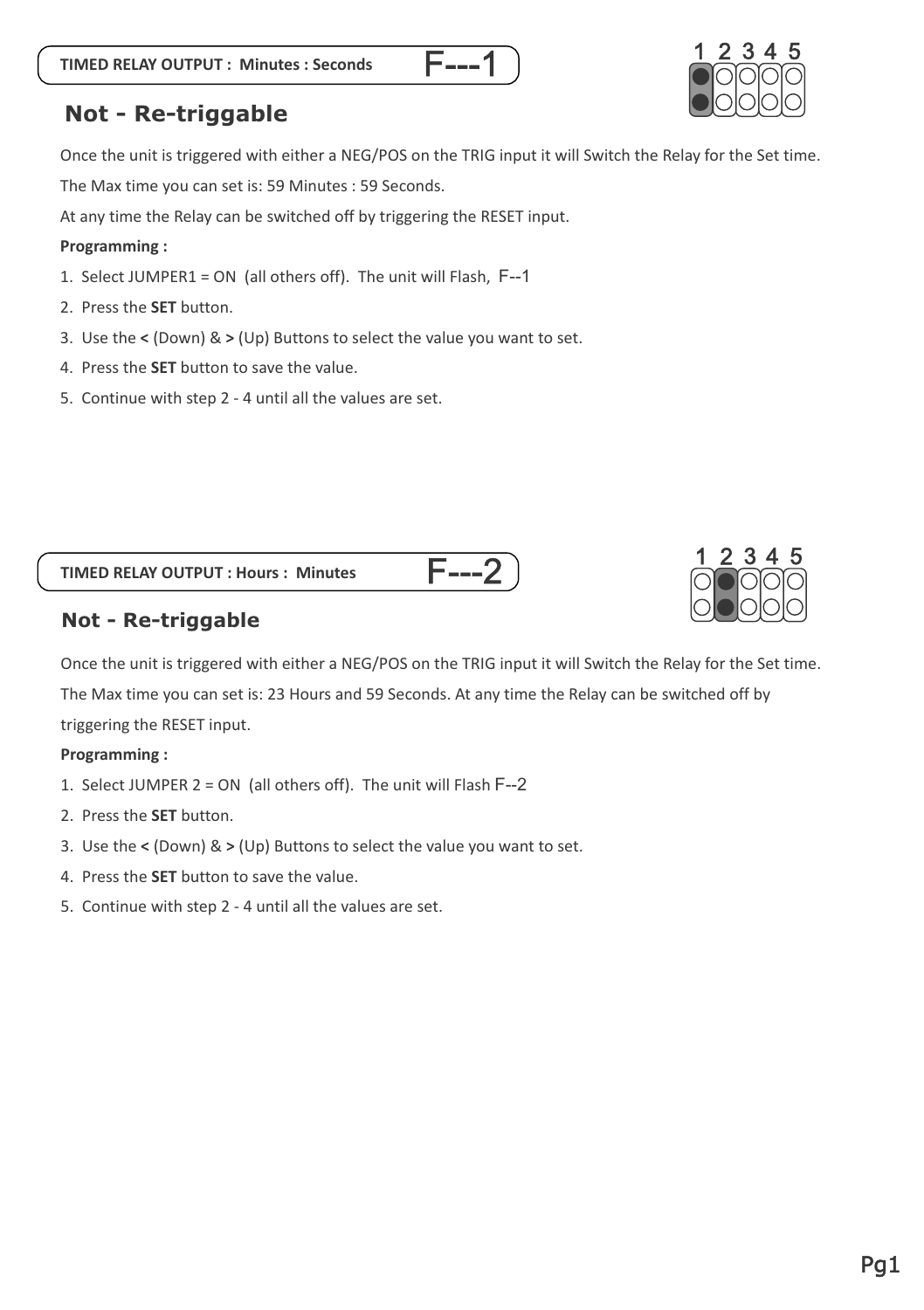## TIMED RELAY OUTPUT : Minutes : Seconds F---1

### Not - Re-triggable

Once the unit is triggered with either a NEG/POS on the TRIG input it will Switch the Relay for the Set time.

The Max time you can set is: 59 Minutes : 59 Seconds.

At any time the Relay can be switched off by triggering the RESET input.

**Programming :**

1. Select JUMPER1 = ON (all others off). The unit will Flash, F--1
2. Press the **SET** button.
3. Use the **<** (Down) & **>** (Up) Buttons to select the value you want to set.
4. Press the **SET** button to save the value.
5. Continue with step 2 - 4 until all the values are set.

## TIMED RELAY OUTPUT : Hours : Minutes F---2

### Not - Re-triggable

Once the unit is triggered with either a NEG/POS on the TRIG input it will Switch the Relay for the Set time.

The Max time you can set is: 23 Hours and 59 Seconds. At any time the Relay can be switched off by triggering the RESET input.

**Programming :**

1. Select JUMPER 2 = ON (all others off). The unit will Flash F--2
2. Press the **SET** button.
3. Use the **<** (Down) & **>** (Up) Buttons to select the value you want to set.
4. Press the **SET** button to save the value.
5. Continue with step 2 - 4 until all the values are set.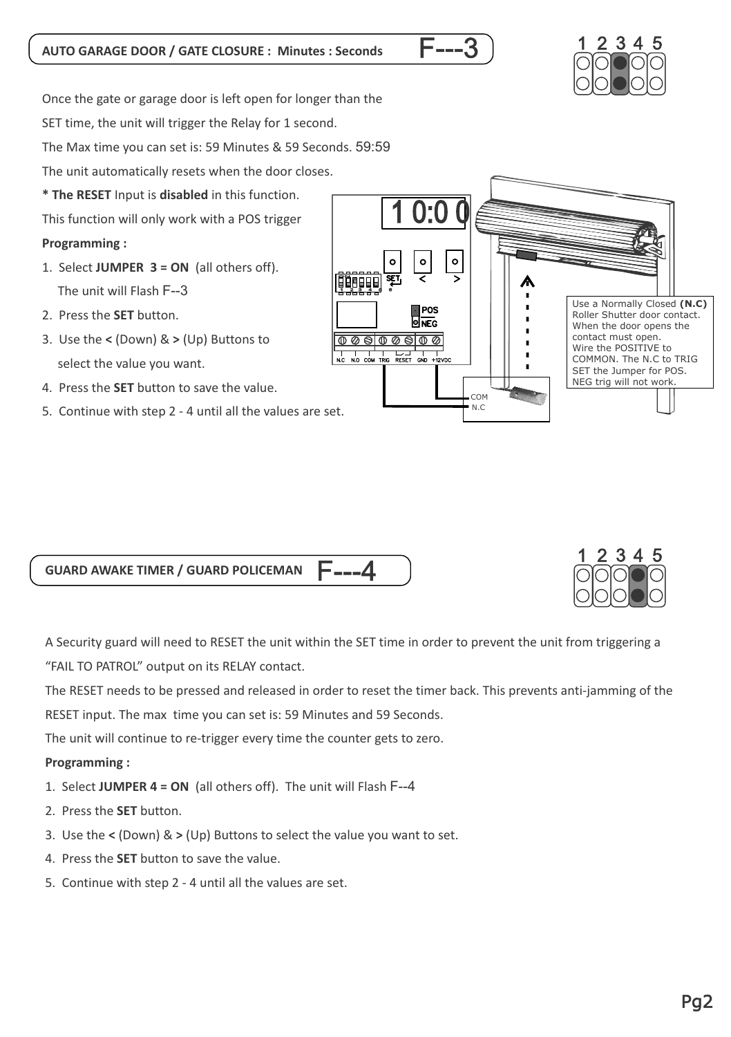## AUTO GARAGE DOOR / GATE CLOSURE : Minutes : Seconds F---3

Once the gate or garage door is left open for longer than the SET time, the unit will trigger the Relay for 1 second.

The Max time you can set is: 59 Minutes & 59 Seconds. 59:59

The unit automatically resets when the door closes.

**\* The RESET** Input is **disabled** in this function.

This function will only work with a POS trigger

**Programming :**

1. Select **JUMPER 3 = ON** (all others off). The unit will Flash F--3
2. Press the **SET** button.
3. Use the **<** (Down) & **>** (Up) Buttons to select the value you want.
4. Press the **SET** button to save the value.
5. Continue with step 2 - 4 until all the values are set.

Use a Normally Closed **(N.C)** Roller Shutter door contact. When the door opens the contact must open. Wire the POSITIVE to COMMON. The N.C to TRIG SET the Jumper for POS. NEG trig will not work.

## GUARD AWAKE TIMER / GUARD POLICEMAN F---4

A Security guard will need to RESET the unit within the SET time in order to prevent the unit from triggering a "FAIL TO PATROL" output on its RELAY contact.

The RESET needs to be pressed and released in order to reset the timer back. This prevents anti-jamming of the RESET input. The max time you can set is: 59 Minutes and 59 Seconds.

The unit will continue to re-trigger every time the counter gets to zero.

**Programming :**

1. Select **JUMPER 4 = ON** (all others off). The unit will Flash F--4
2. Press the **SET** button.
3. Use the **<** (Down) & **>** (Up) Buttons to select the value you want to set.
4. Press the **SET** button to save the value.
5. Continue with step 2 - 4 until all the values are set.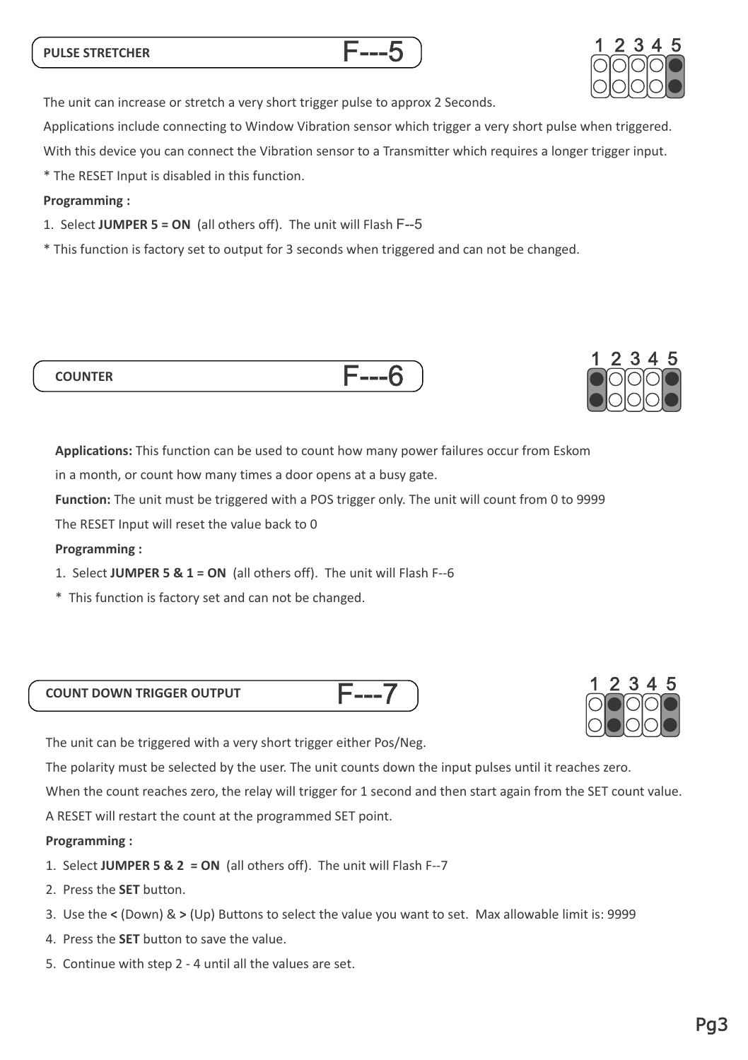## PULSE STRETCHER F---5

The unit can increase or stretch a very short trigger pulse to approx 2 Seconds.

Applications include connecting to Window Vibration sensor which trigger a very short pulse when triggered.

With this device you can connect the Vibration sensor to a Transmitter which requires a longer trigger input.

* The RESET Input is disabled in this function.

**Programming :**

1. Select **JUMPER 5 = ON** (all others off). The unit will Flash F--5

* This function is factory set to output for 3 seconds when triggered and can not be changed.

## COUNTER F---6

**Applications:** This function can be used to count how many power failures occur from Eskom in a month, or count how many times a door opens at a busy gate.

**Function:** The unit must be triggered with a POS trigger only. The unit will count from 0 to 9999

The RESET Input will reset the value back to 0

**Programming :**

1. Select **JUMPER 5 & 1 = ON** (all others off). The unit will Flash F--6

* This function is factory set and can not be changed.

## COUNT DOWN TRIGGER OUTPUT F---7

The unit can be triggered with a very short trigger either Pos/Neg.

The polarity must be selected by the user. The unit counts down the input pulses until it reaches zero.

When the count reaches zero, the relay will trigger for 1 second and then start again from the SET count value.

A RESET will restart the count at the programmed SET point.

**Programming :**

1. Select **JUMPER 5 & 2 = ON** (all others off). The unit will Flash F--7
2. Press the **SET** button.
3. Use the **<** (Down) & **>** (Up) Buttons to select the value you want to set. Max allowable limit is: 9999
4. Press the **SET** button to save the value.
5. Continue with step 2 - 4 until all the values are set.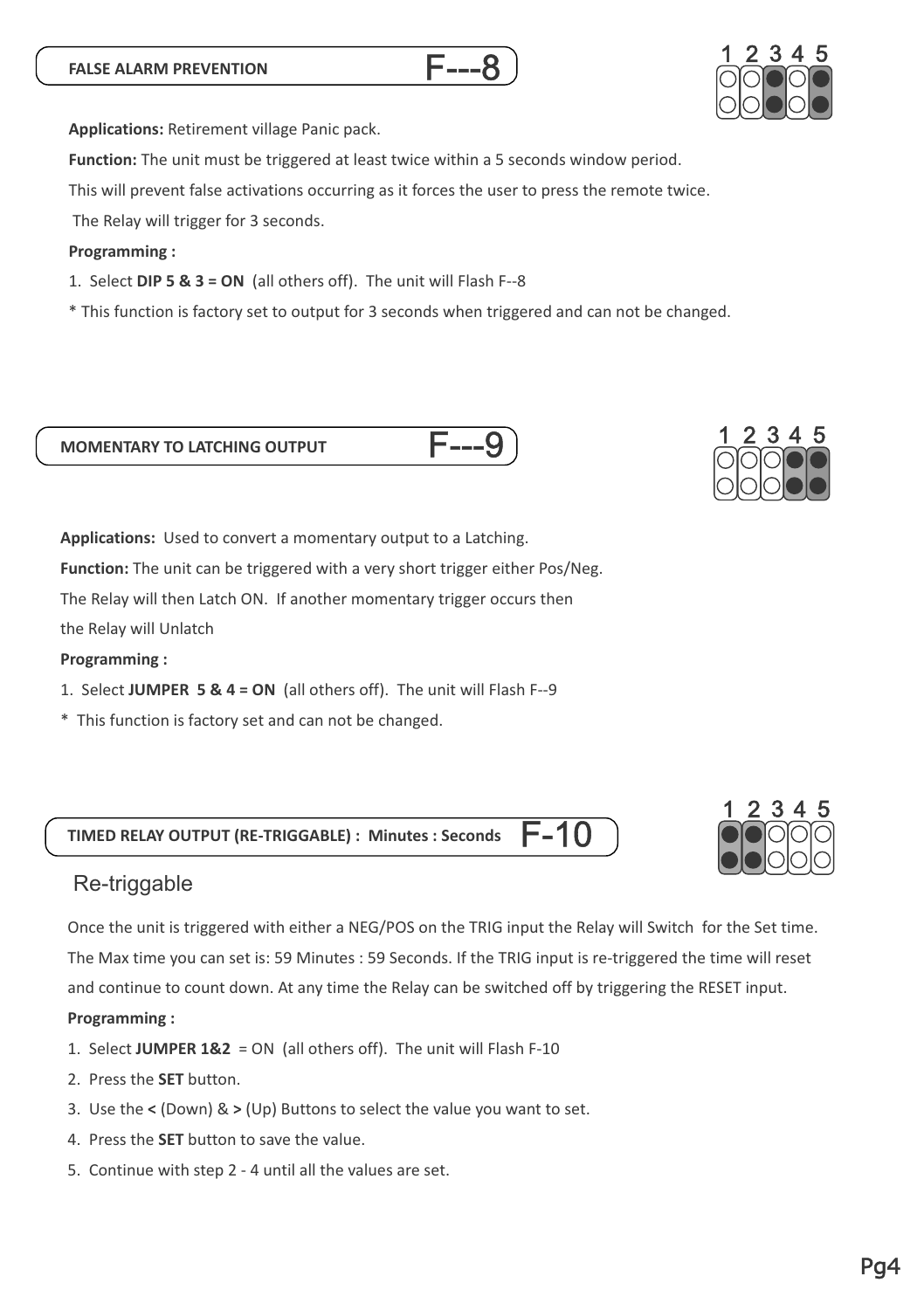## FALSE ALARM PREVENTION — F---8

**Applications:** Retirement village Panic pack.

**Function:** The unit must be triggered at least twice within a 5 seconds window period.

This will prevent false activations occurring as it forces the user to press the remote twice.

The Relay will trigger for 3 seconds.

**Programming :**

1. Select **DIP 5 & 3 = ON** (all others off). The unit will Flash F--8

* This function is factory set to output for 3 seconds when triggered and can not be changed.

## MOMENTARY TO LATCHING OUTPUT — F---9

**Applications:** Used to convert a momentary output to a Latching.

**Function:** The unit can be triggered with a very short trigger either Pos/Neg.

The Relay will then Latch ON. If another momentary trigger occurs then the Relay will Unlatch

**Programming :**

1. Select **JUMPER 5 & 4 = ON** (all others off). The unit will Flash F--9

* This function is factory set and can not be changed.

## TIMED RELAY OUTPUT (RE-TRIGGABLE) : Minutes : Seconds — F-10

### Re-triggable

Once the unit is triggered with either a NEG/POS on the TRIG input the Relay will Switch for the Set time. The Max time you can set is: 59 Minutes : 59 Seconds. If the TRIG input is re-triggered the time will reset and continue to count down. At any time the Relay can be switched off by triggering the RESET input.

**Programming :**

1. Select **JUMPER 1&2** = ON (all others off). The unit will Flash F-10
2. Press the **SET** button.
3. Use the **<** (Down) & **>** (Up) Buttons to select the value you want to set.
4. Press the **SET** button to save the value.
5. Continue with step 2 - 4 until all the values are set.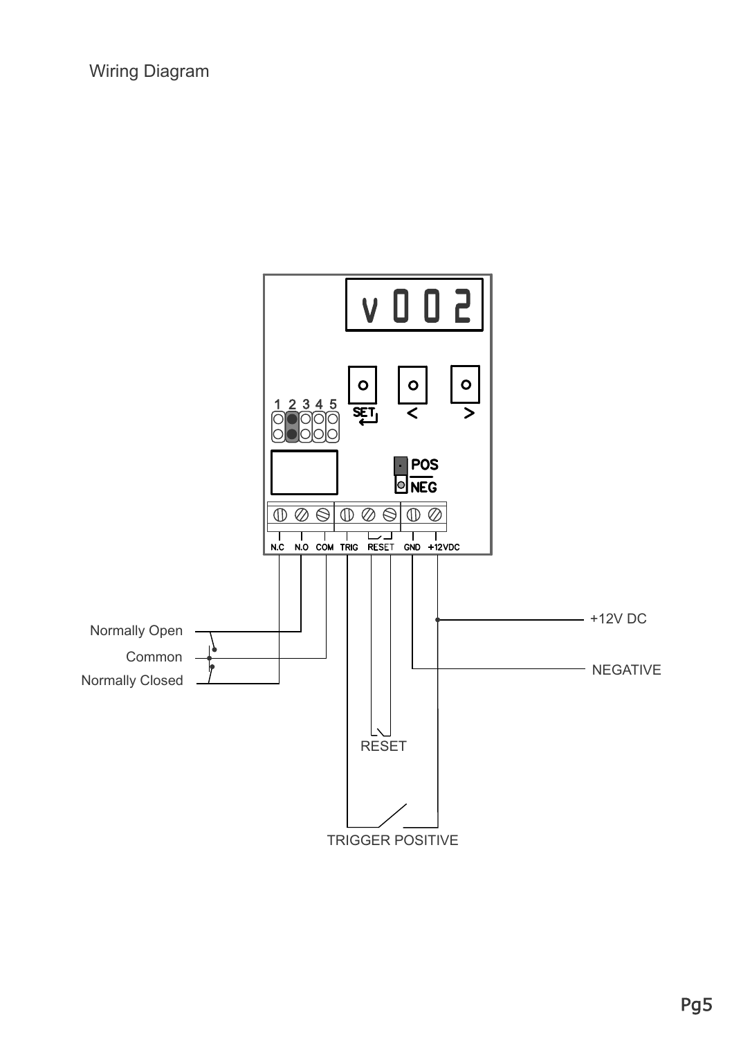Wiring Diagram

v002

SET

<

>

1 2 3 4 5

POS

NEG

N.C N.O COM TRIG RESET GND +12VDC

Normally Open

Common

Normally Closed

+12V DC

NEGATIVE

RESET

TRIGGER POSITIVE